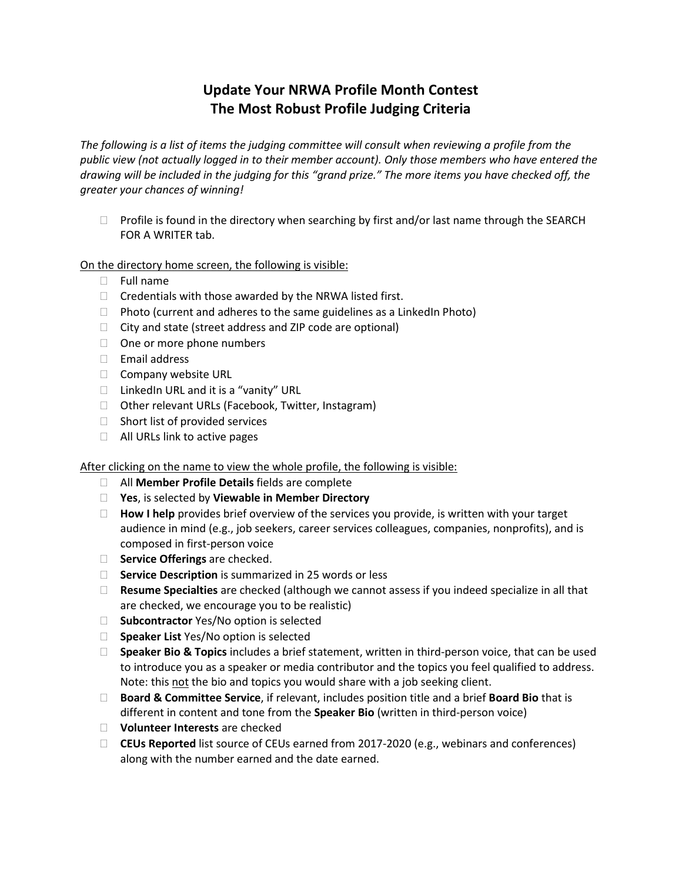# Update Your NRWA Profile Month Contest
# The Most Robust Profile Judging Criteria

*The following is a list of items the judging committee will consult when reviewing a profile from the public view (not actually logged in to their member account). Only those members who have entered the drawing will be included in the judging for this "grand prize." The more items you have checked off, the greater your chances of winning!*

- [ ] Profile is found in the directory when searching by first and/or last name through the SEARCH FOR A WRITER tab.

<u>On the directory home screen, the following is visible:</u>

- [ ] Full name
- [ ] Credentials with those awarded by the NRWA listed first.
- [ ] Photo (current and adheres to the same guidelines as a LinkedIn Photo)
- [ ] City and state (street address and ZIP code are optional)
- [ ] One or more phone numbers
- [ ] Email address
- [ ] Company website URL
- [ ] LinkedIn URL and it is a "vanity" URL
- [ ] Other relevant URLs (Facebook, Twitter, Instagram)
- [ ] Short list of provided services
- [ ] All URLs link to active pages

<u>After clicking on the name to view the whole profile, the following is visible:</u>

- [ ] All **Member Profile Details** fields are complete
- [ ] **Yes**, is selected by **Viewable in Member Directory**
- [ ] **How I help** provides brief overview of the services you provide, is written with your target audience in mind (e.g., job seekers, career services colleagues, companies, nonprofits), and is composed in first-person voice
- [ ] **Service Offerings** are checked.
- [ ] **Service Description** is summarized in 25 words or less
- [ ] **Resume Specialties** are checked (although we cannot assess if you indeed specialize in all that are checked, we encourage you to be realistic)
- [ ] **Subcontractor** Yes/No option is selected
- [ ] **Speaker List** Yes/No option is selected
- [ ] **Speaker Bio & Topics** includes a brief statement, written in third-person voice, that can be used to introduce you as a speaker or media contributor and the topics you feel qualified to address. Note: this <u>not</u> the bio and topics you would share with a job seeking client.
- [ ] **Board & Committee Service**, if relevant, includes position title and a brief **Board Bio** that is different in content and tone from the **Speaker Bio** (written in third-person voice)
- [ ] **Volunteer Interests** are checked
- [ ] **CEUs Reported** list source of CEUs earned from 2017-2020 (e.g., webinars and conferences) along with the number earned and the date earned.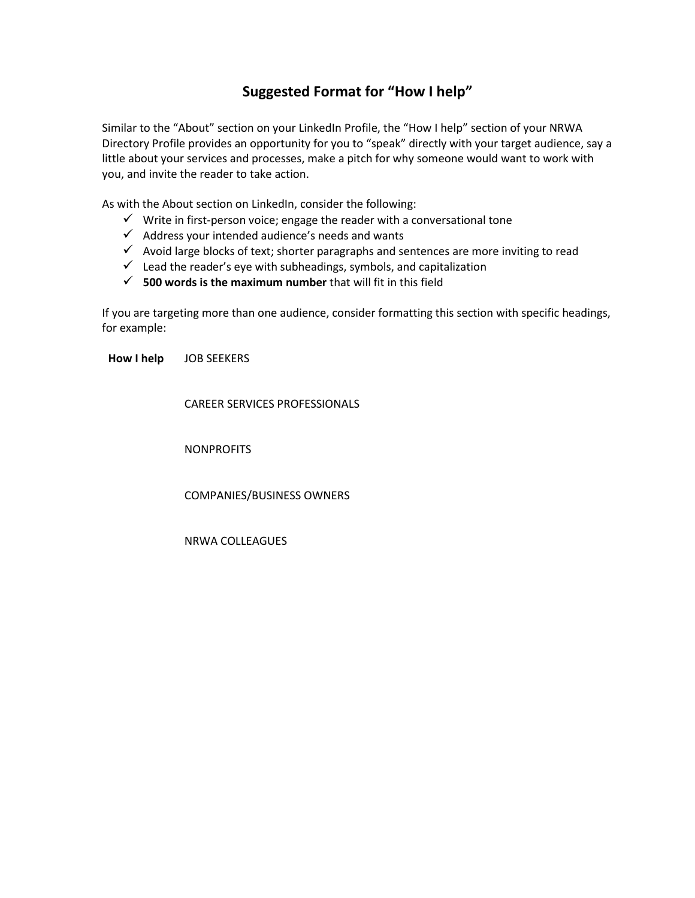## Suggested Format for "How I help"

Similar to the "About" section on your LinkedIn Profile, the "How I help" section of your NRWA Directory Profile provides an opportunity for you to "speak" directly with your target audience, say a little about your services and processes, make a pitch for why someone would want to work with you, and invite the reader to take action.

As with the About section on LinkedIn, consider the following:

- ✓ Write in first-person voice; engage the reader with a conversational tone
- ✓ Address your intended audience's needs and wants
- ✓ Avoid large blocks of text; shorter paragraphs and sentences are more inviting to read
- ✓ Lead the reader's eye with subheadings, symbols, and capitalization
- ✓ **500 words is the maximum number** that will fit in this field

If you are targeting more than one audience, consider formatting this section with specific headings, for example:

**How I help** JOB SEEKERS

CAREER SERVICES PROFESSIONALS

NONPROFITS

COMPANIES/BUSINESS OWNERS

NRWA COLLEAGUES